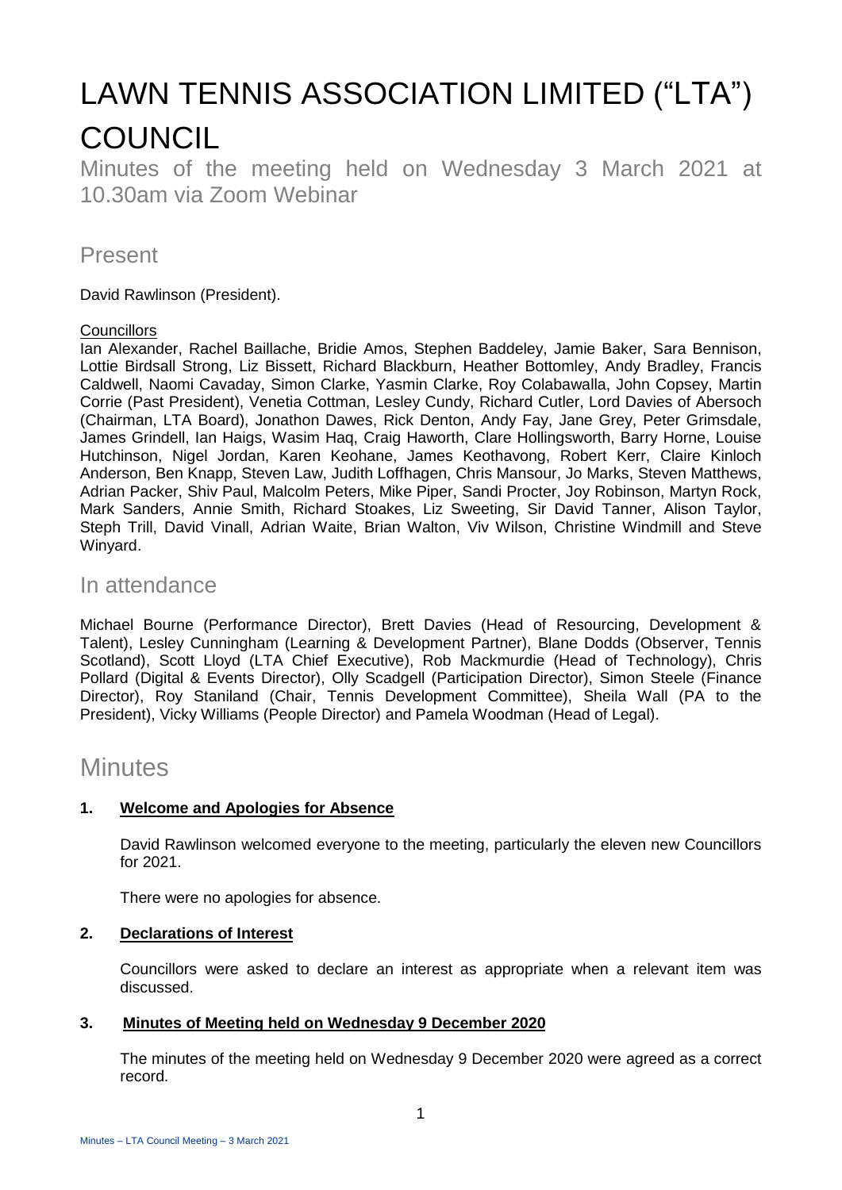# LAWN TENNIS ASSOCIATION LIMITED ("LTA") COUNCIL

Minutes of the meeting held on Wednesday 3 March 2021 at 10.30am via Zoom Webinar

## Present

David Rawlinson (President).

Councillors

Ian Alexander, Rachel Baillache, Bridie Amos, Stephen Baddeley, Jamie Baker, Sara Bennison, Lottie Birdsall Strong, Liz Bissett, Richard Blackburn, Heather Bottomley, Andy Bradley, Francis Caldwell, Naomi Cavaday, Simon Clarke, Yasmin Clarke, Roy Colabawalla, John Copsey, Martin Corrie (Past President), Venetia Cottman, Lesley Cundy, Richard Cutler, Lord Davies of Abersoch (Chairman, LTA Board), Jonathon Dawes, Rick Denton, Andy Fay, Jane Grey, Peter Grimsdale, James Grindell, Ian Haigs, Wasim Haq, Craig Haworth, Clare Hollingsworth, Barry Horne, Louise Hutchinson, Nigel Jordan, Karen Keohane, James Keothavong, Robert Kerr, Claire Kinloch Anderson, Ben Knapp, Steven Law, Judith Loffhagen, Chris Mansour, Jo Marks, Steven Matthews, Adrian Packer, Shiv Paul, Malcolm Peters, Mike Piper, Sandi Procter, Joy Robinson, Martyn Rock, Mark Sanders, Annie Smith, Richard Stoakes, Liz Sweeting, Sir David Tanner, Alison Taylor, Steph Trill, David Vinall, Adrian Waite, Brian Walton, Viv Wilson, Christine Windmill and Steve Winyard.

## In attendance

Michael Bourne (Performance Director), Brett Davies (Head of Resourcing, Development & Talent), Lesley Cunningham (Learning & Development Partner), Blane Dodds (Observer, Tennis Scotland), Scott Lloyd (LTA Chief Executive), Rob Mackmurdie (Head of Technology), Chris Pollard (Digital & Events Director), Olly Scadgell (Participation Director), Simon Steele (Finance Director), Roy Staniland (Chair, Tennis Development Committee), Sheila Wall (PA to the President), Vicky Williams (People Director) and Pamela Woodman (Head of Legal).

## Minutes

### 1. Welcome and Apologies for Absence

David Rawlinson welcomed everyone to the meeting, particularly the eleven new Councillors for 2021.

There were no apologies for absence.

### 2. Declarations of Interest

Councillors were asked to declare an interest as appropriate when a relevant item was discussed.

### 3. Minutes of Meeting held on Wednesday 9 December 2020

The minutes of the meeting held on Wednesday 9 December 2020 were agreed as a correct record.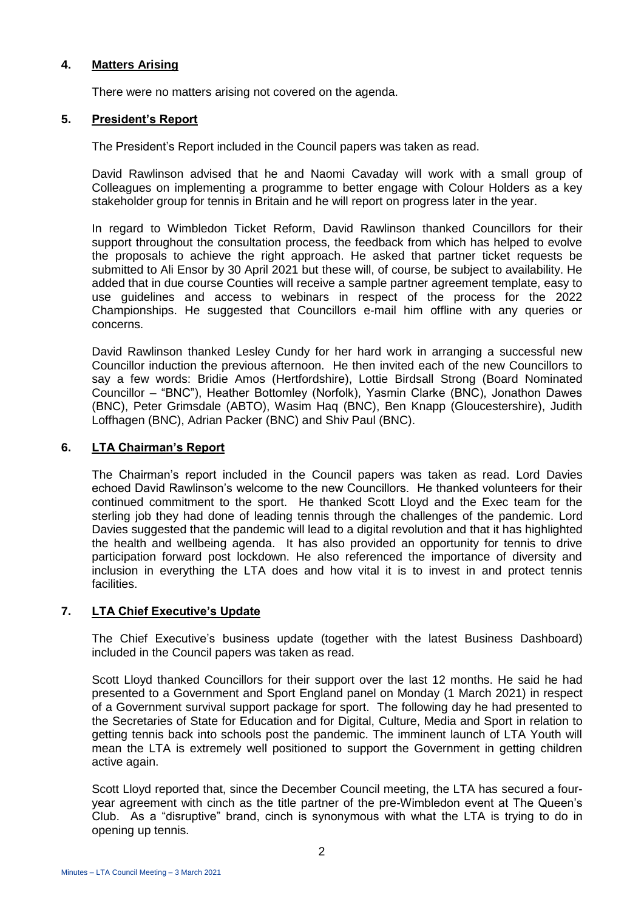## 4. Matters Arising

There were no matters arising not covered on the agenda.

## 5. President's Report

The President's Report included in the Council papers was taken as read.

David Rawlinson advised that he and Naomi Cavaday will work with a small group of Colleagues on implementing a programme to better engage with Colour Holders as a key stakeholder group for tennis in Britain and he will report on progress later in the year.

In regard to Wimbledon Ticket Reform, David Rawlinson thanked Councillors for their support throughout the consultation process, the feedback from which has helped to evolve the proposals to achieve the right approach. He asked that partner ticket requests be submitted to Ali Ensor by 30 April 2021 but these will, of course, be subject to availability. He added that in due course Counties will receive a sample partner agreement template, easy to use guidelines and access to webinars in respect of the process for the 2022 Championships. He suggested that Councillors e-mail him offline with any queries or concerns.

David Rawlinson thanked Lesley Cundy for her hard work in arranging a successful new Councillor induction the previous afternoon. He then invited each of the new Councillors to say a few words: Bridie Amos (Hertfordshire), Lottie Birdsall Strong (Board Nominated Councillor – "BNC"), Heather Bottomley (Norfolk), Yasmin Clarke (BNC), Jonathon Dawes (BNC), Peter Grimsdale (ABTO), Wasim Haq (BNC), Ben Knapp (Gloucestershire), Judith Loffhagen (BNC), Adrian Packer (BNC) and Shiv Paul (BNC).

## 6. LTA Chairman's Report

The Chairman's report included in the Council papers was taken as read. Lord Davies echoed David Rawlinson's welcome to the new Councillors. He thanked volunteers for their continued commitment to the sport. He thanked Scott Lloyd and the Exec team for the sterling job they had done of leading tennis through the challenges of the pandemic. Lord Davies suggested that the pandemic will lead to a digital revolution and that it has highlighted the health and wellbeing agenda. It has also provided an opportunity for tennis to drive participation forward post lockdown. He also referenced the importance of diversity and inclusion in everything the LTA does and how vital it is to invest in and protect tennis facilities.

## 7. LTA Chief Executive's Update

The Chief Executive's business update (together with the latest Business Dashboard) included in the Council papers was taken as read.

Scott Lloyd thanked Councillors for their support over the last 12 months. He said he had presented to a Government and Sport England panel on Monday (1 March 2021) in respect of a Government survival support package for sport. The following day he had presented to the Secretaries of State for Education and for Digital, Culture, Media and Sport in relation to getting tennis back into schools post the pandemic. The imminent launch of LTA Youth will mean the LTA is extremely well positioned to support the Government in getting children active again.

Scott Lloyd reported that, since the December Council meeting, the LTA has secured a four-year agreement with cinch as the title partner of the pre-Wimbledon event at The Queen's Club. As a "disruptive" brand, cinch is synonymous with what the LTA is trying to do in opening up tennis.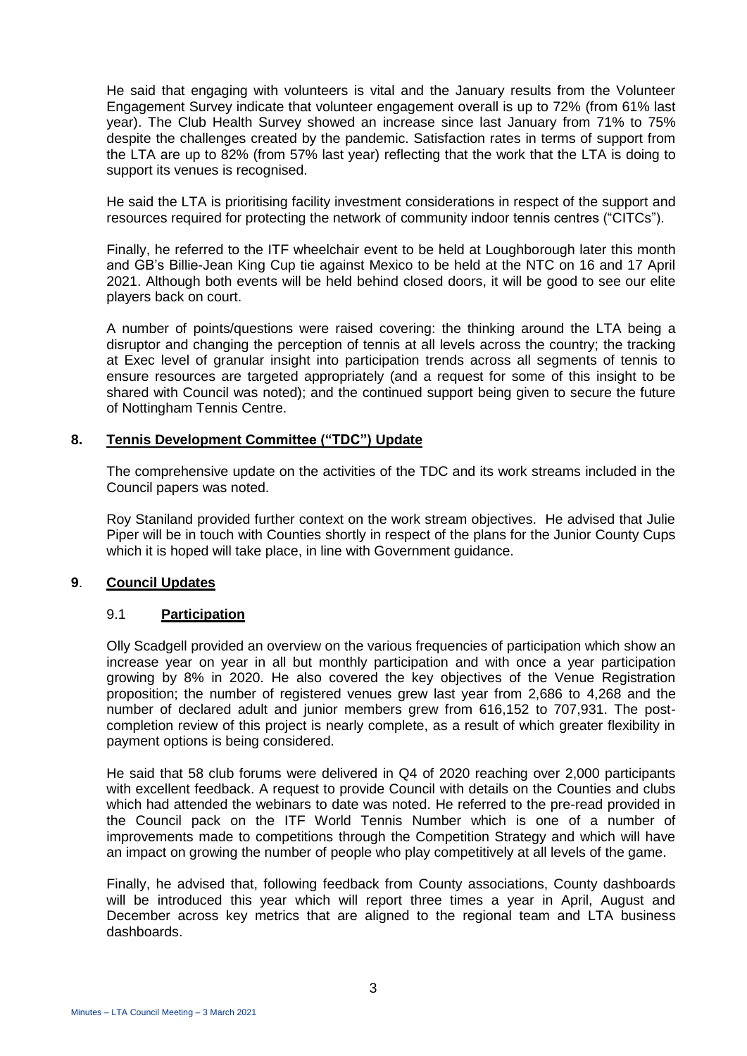He said that engaging with volunteers is vital and the January results from the Volunteer Engagement Survey indicate that volunteer engagement overall is up to 72% (from 61% last year). The Club Health Survey showed an increase since last January from 71% to 75% despite the challenges created by the pandemic. Satisfaction rates in terms of support from the LTA are up to 82% (from 57% last year) reflecting that the work that the LTA is doing to support its venues is recognised.

He said the LTA is prioritising facility investment considerations in respect of the support and resources required for protecting the network of community indoor tennis centres ("CITCs").

Finally, he referred to the ITF wheelchair event to be held at Loughborough later this month and GB's Billie-Jean King Cup tie against Mexico to be held at the NTC on 16 and 17 April 2021. Although both events will be held behind closed doors, it will be good to see our elite players back on court.

A number of points/questions were raised covering: the thinking around the LTA being a disruptor and changing the perception of tennis at all levels across the country; the tracking at Exec level of granular insight into participation trends across all segments of tennis to ensure resources are targeted appropriately (and a request for some of this insight to be shared with Council was noted); and the continued support being given to secure the future of Nottingham Tennis Centre.

## 8. Tennis Development Committee ("TDC") Update

The comprehensive update on the activities of the TDC and its work streams included in the Council papers was noted.

Roy Staniland provided further context on the work stream objectives. He advised that Julie Piper will be in touch with Counties shortly in respect of the plans for the Junior County Cups which it is hoped will take place, in line with Government guidance.

## 9. Council Updates

### 9.1 Participation

Olly Scadgell provided an overview on the various frequencies of participation which show an increase year on year in all but monthly participation and with once a year participation growing by 8% in 2020. He also covered the key objectives of the Venue Registration proposition; the number of registered venues grew last year from 2,686 to 4,268 and the number of declared adult and junior members grew from 616,152 to 707,931. The post-completion review of this project is nearly complete, as a result of which greater flexibility in payment options is being considered.

He said that 58 club forums were delivered in Q4 of 2020 reaching over 2,000 participants with excellent feedback. A request to provide Council with details on the Counties and clubs which had attended the webinars to date was noted. He referred to the pre-read provided in the Council pack on the ITF World Tennis Number which is one of a number of improvements made to competitions through the Competition Strategy and which will have an impact on growing the number of people who play competitively at all levels of the game.

Finally, he advised that, following feedback from County associations, County dashboards will be introduced this year which will report three times a year in April, August and December across key metrics that are aligned to the regional team and LTA business dashboards.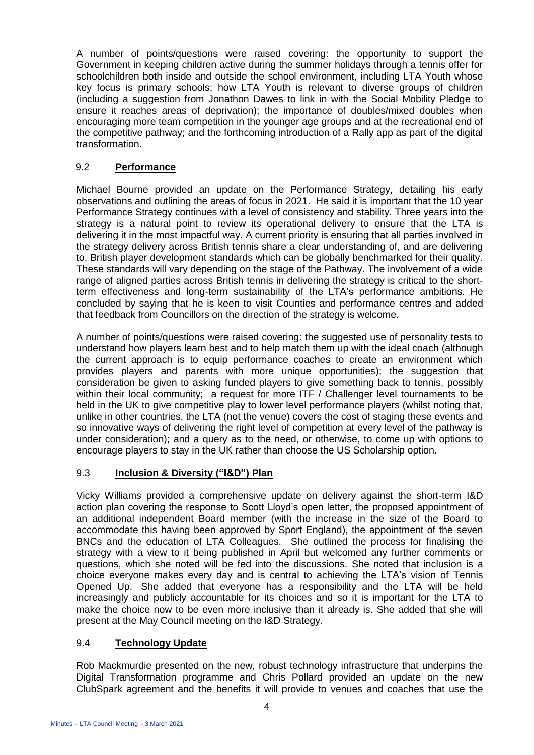A number of points/questions were raised covering: the opportunity to support the Government in keeping children active during the summer holidays through a tennis offer for schoolchildren both inside and outside the school environment, including LTA Youth whose key focus is primary schools; how LTA Youth is relevant to diverse groups of children (including a suggestion from Jonathon Dawes to link in with the Social Mobility Pledge to ensure it reaches areas of deprivation); the importance of doubles/mixed doubles when encouraging more team competition in the younger age groups and at the recreational end of the competitive pathway; and the forthcoming introduction of a Rally app as part of the digital transformation.

## 9.2 **Performance**

Michael Bourne provided an update on the Performance Strategy, detailing his early observations and outlining the areas of focus in 2021. He said it is important that the 10 year Performance Strategy continues with a level of consistency and stability. Three years into the strategy is a natural point to review its operational delivery to ensure that the LTA is delivering it in the most impactful way. A current priority is ensuring that all parties involved in the strategy delivery across British tennis share a clear understanding of, and are delivering to, British player development standards which can be globally benchmarked for their quality. These standards will vary depending on the stage of the Pathway. The involvement of a wide range of aligned parties across British tennis in delivering the strategy is critical to the short-term effectiveness and long-term sustainability of the LTA's performance ambitions. He concluded by saying that he is keen to visit Counties and performance centres and added that feedback from Councillors on the direction of the strategy is welcome.

A number of points/questions were raised covering: the suggested use of personality tests to understand how players learn best and to help match them up with the ideal coach (although the current approach is to equip performance coaches to create an environment which provides players and parents with more unique opportunities); the suggestion that consideration be given to asking funded players to give something back to tennis, possibly within their local community; a request for more ITF / Challenger level tournaments to be held in the UK to give competitive play to lower level performance players (whilst noting that, unlike in other countries, the LTA (not the venue) covers the cost of staging these events and so innovative ways of delivering the right level of competition at every level of the pathway is under consideration); and a query as to the need, or otherwise, to come up with options to encourage players to stay in the UK rather than choose the US Scholarship option.

## 9.3 **Inclusion & Diversity ("I&D") Plan**

Vicky Williams provided a comprehensive update on delivery against the short-term I&D action plan covering the response to Scott Lloyd's open letter, the proposed appointment of an additional independent Board member (with the increase in the size of the Board to accommodate this having been approved by Sport England), the appointment of the seven BNCs and the education of LTA Colleagues. She outlined the process for finalising the strategy with a view to it being published in April but welcomed any further comments or questions, which she noted will be fed into the discussions. She noted that inclusion is a choice everyone makes every day and is central to achieving the LTA's vision of Tennis Opened Up. She added that everyone has a responsibility and the LTA will be held increasingly and publicly accountable for its choices and so it is important for the LTA to make the choice now to be even more inclusive than it already is. She added that she will present at the May Council meeting on the I&D Strategy.

## 9.4 **Technology Update**

Rob Mackmurdie presented on the new, robust technology infrastructure that underpins the Digital Transformation programme and Chris Pollard provided an update on the new ClubSpark agreement and the benefits it will provide to venues and coaches that use the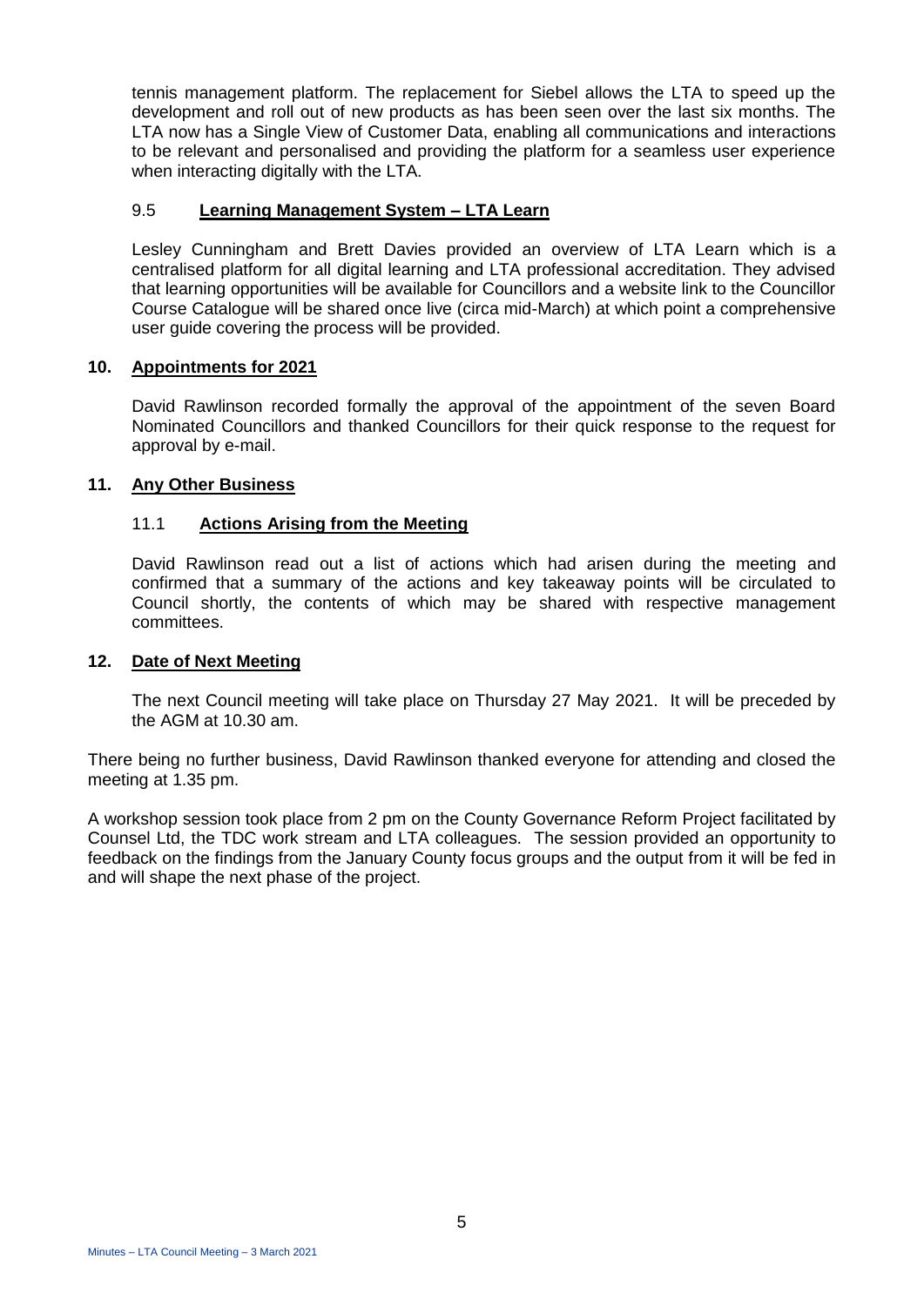tennis management platform. The replacement for Siebel allows the LTA to speed up the development and roll out of new products as has been seen over the last six months. The LTA now has a Single View of Customer Data, enabling all communications and interactions to be relevant and personalised and providing the platform for a seamless user experience when interacting digitally with the LTA.

### 9.5 **Learning Management System – LTA Learn**

Lesley Cunningham and Brett Davies provided an overview of LTA Learn which is a centralised platform for all digital learning and LTA professional accreditation. They advised that learning opportunities will be available for Councillors and a website link to the Councillor Course Catalogue will be shared once live (circa mid-March) at which point a comprehensive user guide covering the process will be provided.

## 10. Appointments for 2021

David Rawlinson recorded formally the approval of the appointment of the seven Board Nominated Councillors and thanked Councillors for their quick response to the request for approval by e-mail.

## 11. Any Other Business

### 11.1 **Actions Arising from the Meeting**

David Rawlinson read out a list of actions which had arisen during the meeting and confirmed that a summary of the actions and key takeaway points will be circulated to Council shortly, the contents of which may be shared with respective management committees.

## 12. Date of Next Meeting

The next Council meeting will take place on Thursday 27 May 2021. It will be preceded by the AGM at 10.30 am.

There being no further business, David Rawlinson thanked everyone for attending and closed the meeting at 1.35 pm.

A workshop session took place from 2 pm on the County Governance Reform Project facilitated by Counsel Ltd, the TDC work stream and LTA colleagues. The session provided an opportunity to feedback on the findings from the January County focus groups and the output from it will be fed in and will shape the next phase of the project.